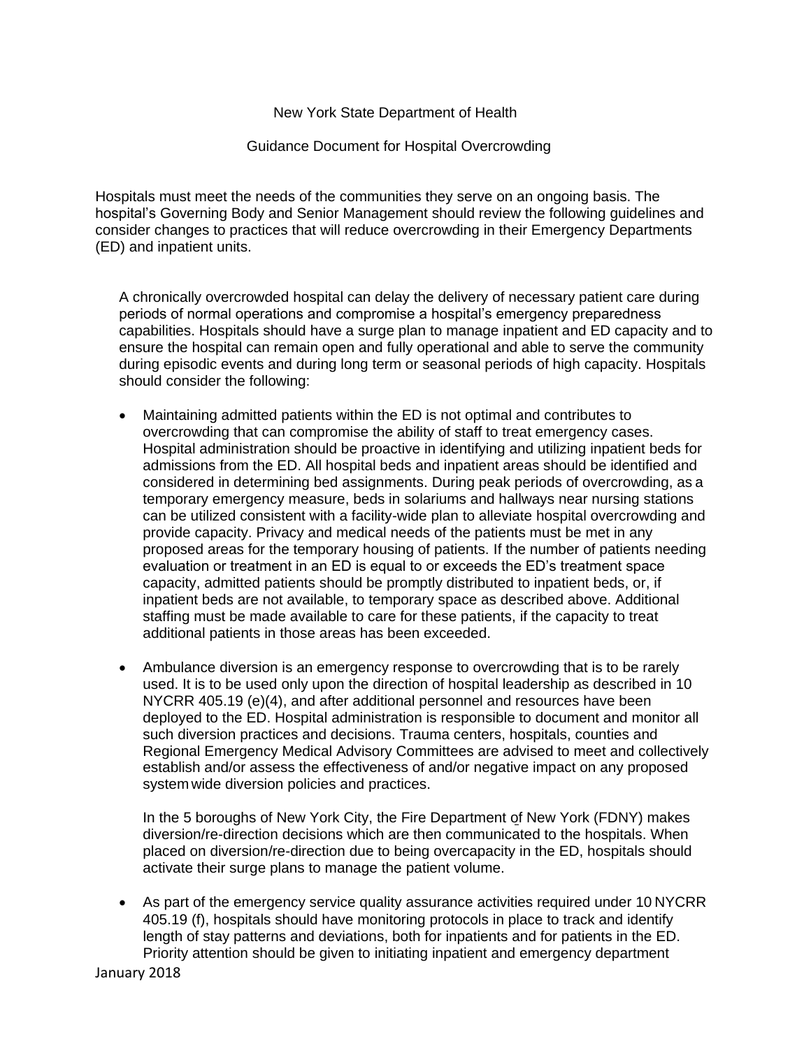New York State Department of Health

Guidance Document for Hospital Overcrowding

Hospitals must meet the needs of the communities they serve on an ongoing basis. The hospital's Governing Body and Senior Management should review the following guidelines and consider changes to practices that will reduce overcrowding in their Emergency Departments (ED) and inpatient units.

A chronically overcrowded hospital can delay the delivery of necessary patient care during periods of normal operations and compromise a hospital's emergency preparedness capabilities. Hospitals should have a surge plan to manage inpatient and ED capacity and to ensure the hospital can remain open and fully operational and able to serve the community during episodic events and during long term or seasonal periods of high capacity. Hospitals should consider the following:

- Maintaining admitted patients within the ED is not optimal and contributes to overcrowding that can compromise the ability of staff to treat emergency cases. Hospital administration should be proactive in identifying and utilizing inpatient beds for admissions from the ED. All hospital beds and inpatient areas should be identified and considered in determining bed assignments. During peak periods of overcrowding, as a temporary emergency measure, beds in solariums and hallways near nursing stations can be utilized consistent with a facility-wide plan to alleviate hospital overcrowding and provide capacity. Privacy and medical needs of the patients must be met in any proposed areas for the temporary housing of patients. If the number of patients needing evaluation or treatment in an ED is equal to or exceeds the ED's treatment space capacity, admitted patients should be promptly distributed to inpatient beds, or, if inpatient beds are not available, to temporary space as described above. Additional staffing must be made available to care for these patients, if the capacity to treat additional patients in those areas has been exceeded.

- Ambulance diversion is an emergency response to overcrowding that is to be rarely used. It is to be used only upon the direction of hospital leadership as described in 10 NYCRR 405.19 (e)(4), and after additional personnel and resources have been deployed to the ED. Hospital administration is responsible to document and monitor all such diversion practices and decisions. Trauma centers, hospitals, counties and Regional Emergency Medical Advisory Committees are advised to meet and collectively establish and/or assess the effectiveness of and/or negative impact on any proposed system wide diversion policies and practices.

  In the 5 boroughs of New York City, the Fire Department of New York (FDNY) makes diversion/re-direction decisions which are then communicated to the hospitals. When placed on diversion/re-direction due to being overcapacity in the ED, hospitals should activate their surge plans to manage the patient volume.

- As part of the emergency service quality assurance activities required under 10 NYCRR 405.19 (f), hospitals should have monitoring protocols in place to track and identify length of stay patterns and deviations, both for inpatients and for patients in the ED. Priority attention should be given to initiating inpatient and emergency department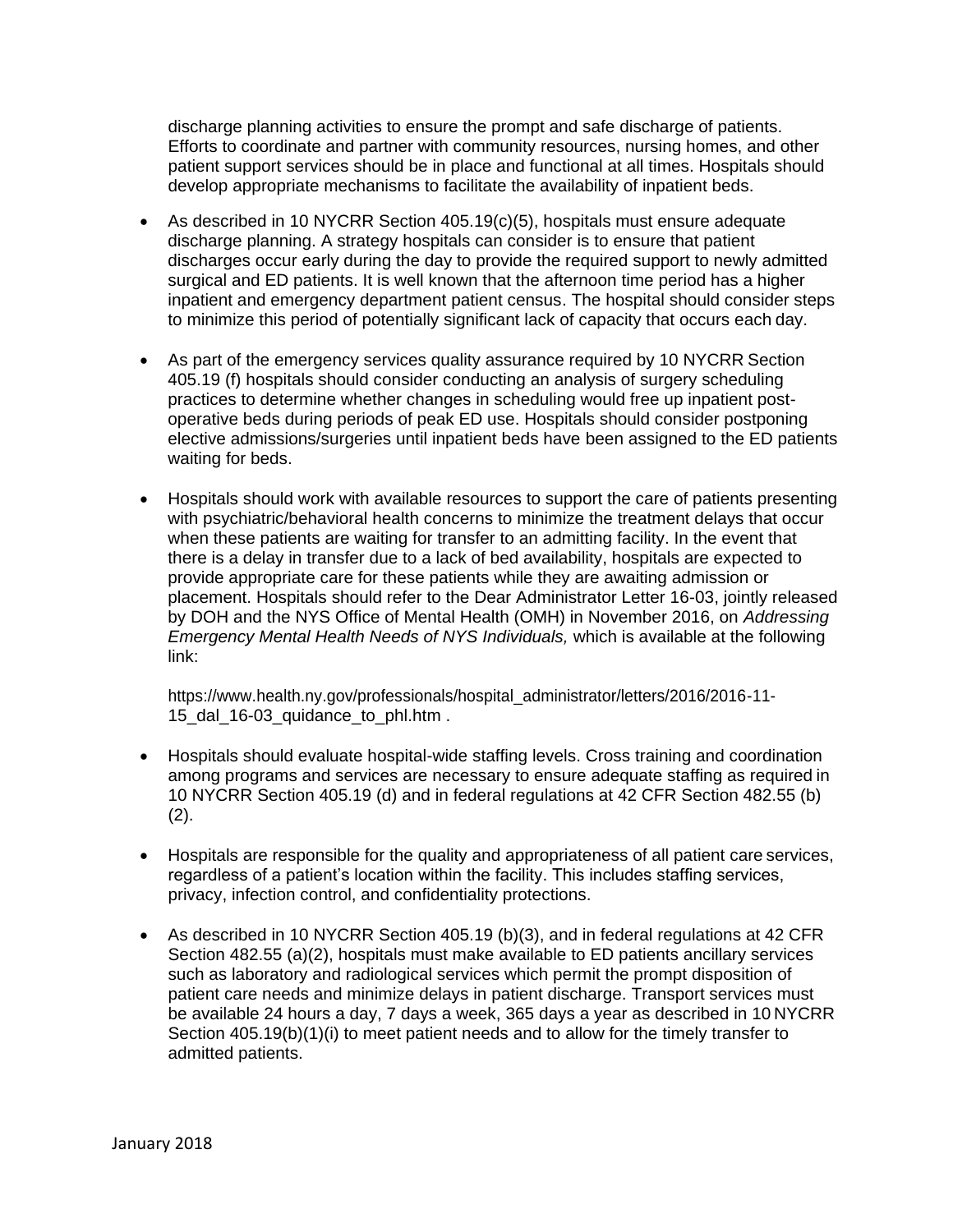discharge planning activities to ensure the prompt and safe discharge of patients. Efforts to coordinate and partner with community resources, nursing homes, and other patient support services should be in place and functional at all times. Hospitals should develop appropriate mechanisms to facilitate the availability of inpatient beds.

- As described in 10 NYCRR Section 405.19(c)(5), hospitals must ensure adequate discharge planning. A strategy hospitals can consider is to ensure that patient discharges occur early during the day to provide the required support to newly admitted surgical and ED patients. It is well known that the afternoon time period has a higher inpatient and emergency department patient census. The hospital should consider steps to minimize this period of potentially significant lack of capacity that occurs each day.

- As part of the emergency services quality assurance required by 10 NYCRR Section 405.19 (f) hospitals should consider conducting an analysis of surgery scheduling practices to determine whether changes in scheduling would free up inpatient post-operative beds during periods of peak ED use. Hospitals should consider postponing elective admissions/surgeries until inpatient beds have been assigned to the ED patients waiting for beds.

- Hospitals should work with available resources to support the care of patients presenting with psychiatric/behavioral health concerns to minimize the treatment delays that occur when these patients are waiting for transfer to an admitting facility. In the event that there is a delay in transfer due to a lack of bed availability, hospitals are expected to provide appropriate care for these patients while they are awaiting admission or placement. Hospitals should refer to the Dear Administrator Letter 16-03, jointly released by DOH and the NYS Office of Mental Health (OMH) in November 2016, on *Addressing Emergency Mental Health Needs of NYS Individuals,* which is available at the following link:

  https://www.health.ny.gov/professionals/hospital_administrator/letters/2016/2016-11-15_dal_16-03_quidance_to_phl.htm .

- Hospitals should evaluate hospital-wide staffing levels. Cross training and coordination among programs and services are necessary to ensure adequate staffing as required in 10 NYCRR Section 405.19 (d) and in federal regulations at 42 CFR Section 482.55 (b)(2).

- Hospitals are responsible for the quality and appropriateness of all patient care services, regardless of a patient's location within the facility. This includes staffing services, privacy, infection control, and confidentiality protections.

- As described in 10 NYCRR Section 405.19 (b)(3), and in federal regulations at 42 CFR Section 482.55 (a)(2), hospitals must make available to ED patients ancillary services such as laboratory and radiological services which permit the prompt disposition of patient care needs and minimize delays in patient discharge. Transport services must be available 24 hours a day, 7 days a week, 365 days a year as described in 10 NYCRR Section 405.19(b)(1)(i) to meet patient needs and to allow for the timely transfer to admitted patients.